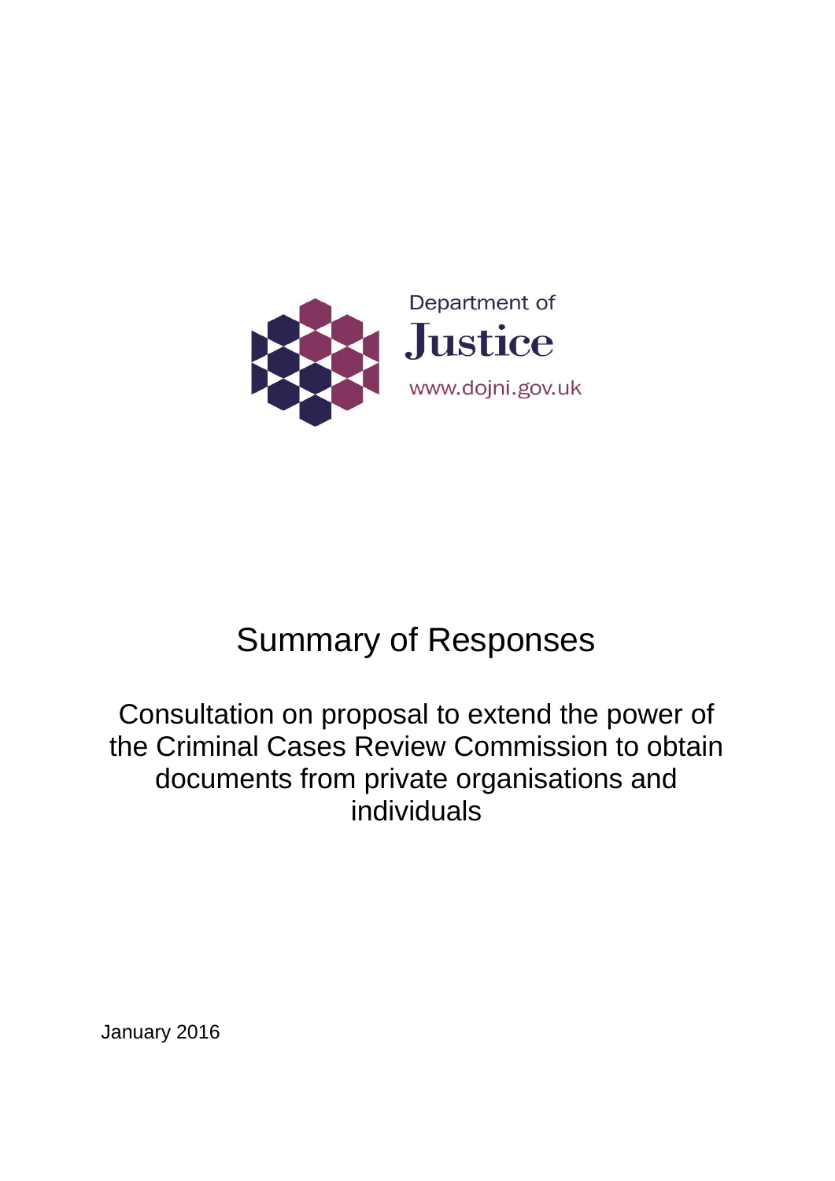Department of
Justice
www.dojni.gov.uk

# Summary of Responses

## Consultation on proposal to extend the power of the Criminal Cases Review Commission to obtain documents from private organisations and individuals

January 2016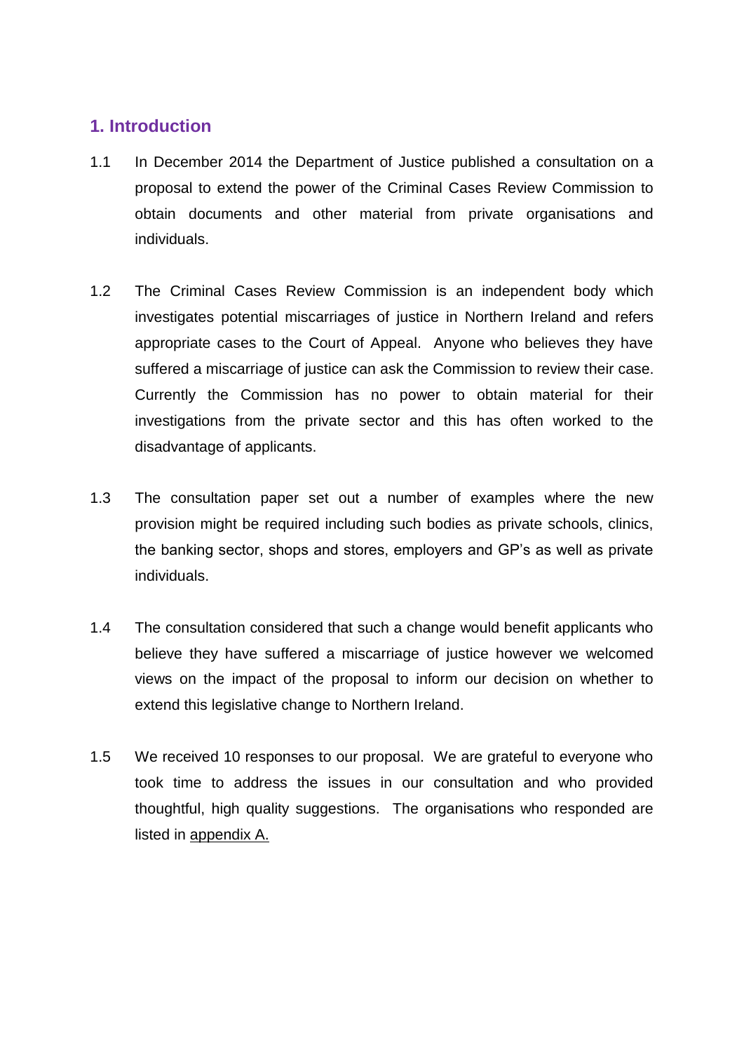## 1. Introduction

1.1 In December 2014 the Department of Justice published a consultation on a proposal to extend the power of the Criminal Cases Review Commission to obtain documents and other material from private organisations and individuals.

1.2 The Criminal Cases Review Commission is an independent body which investigates potential miscarriages of justice in Northern Ireland and refers appropriate cases to the Court of Appeal. Anyone who believes they have suffered a miscarriage of justice can ask the Commission to review their case. Currently the Commission has no power to obtain material for their investigations from the private sector and this has often worked to the disadvantage of applicants.

1.3 The consultation paper set out a number of examples where the new provision might be required including such bodies as private schools, clinics, the banking sector, shops and stores, employers and GP's as well as private individuals.

1.4 The consultation considered that such a change would benefit applicants who believe they have suffered a miscarriage of justice however we welcomed views on the impact of the proposal to inform our decision on whether to extend this legislative change to Northern Ireland.

1.5 We received 10 responses to our proposal. We are grateful to everyone who took time to address the issues in our consultation and who provided thoughtful, high quality suggestions. The organisations who responded are listed in appendix A.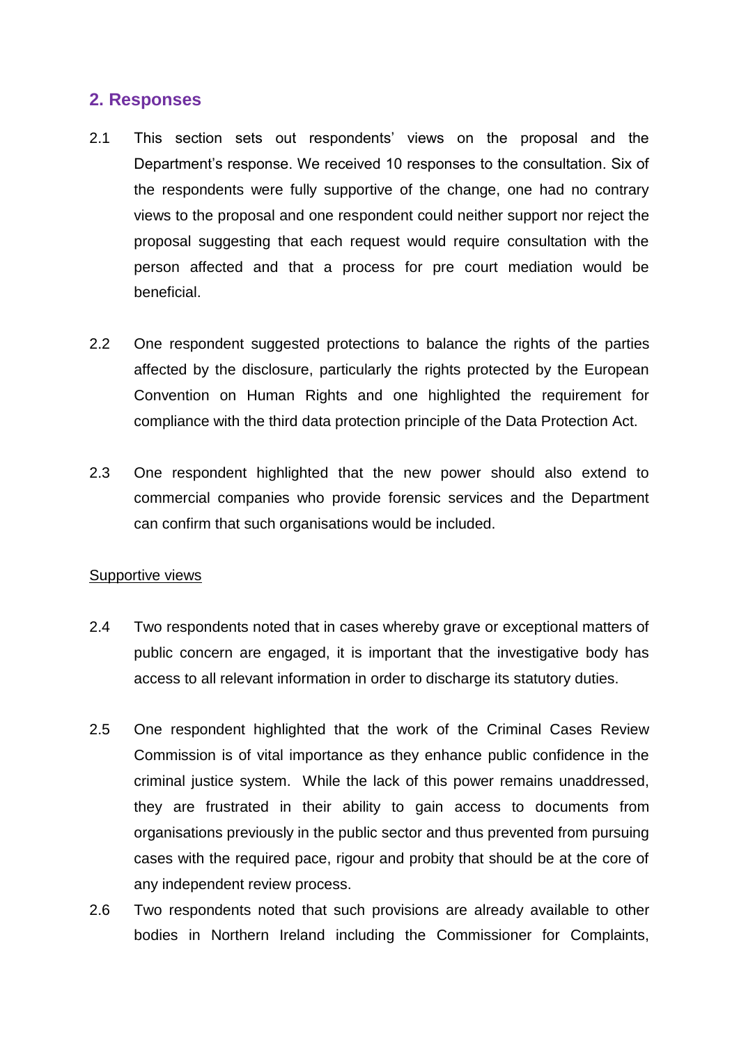## 2. Responses

2.1 This section sets out respondents' views on the proposal and the Department's response. We received 10 responses to the consultation. Six of the respondents were fully supportive of the change, one had no contrary views to the proposal and one respondent could neither support nor reject the proposal suggesting that each request would require consultation with the person affected and that a process for pre court mediation would be beneficial.

2.2 One respondent suggested protections to balance the rights of the parties affected by the disclosure, particularly the rights protected by the European Convention on Human Rights and one highlighted the requirement for compliance with the third data protection principle of the Data Protection Act.

2.3 One respondent highlighted that the new power should also extend to commercial companies who provide forensic services and the Department can confirm that such organisations would be included.

<u>Supportive views</u>

2.4 Two respondents noted that in cases whereby grave or exceptional matters of public concern are engaged, it is important that the investigative body has access to all relevant information in order to discharge its statutory duties.

2.5 One respondent highlighted that the work of the Criminal Cases Review Commission is of vital importance as they enhance public confidence in the criminal justice system. While the lack of this power remains unaddressed, they are frustrated in their ability to gain access to documents from organisations previously in the public sector and thus prevented from pursuing cases with the required pace, rigour and probity that should be at the core of any independent review process.

2.6 Two respondents noted that such provisions are already available to other bodies in Northern Ireland including the Commissioner for Complaints,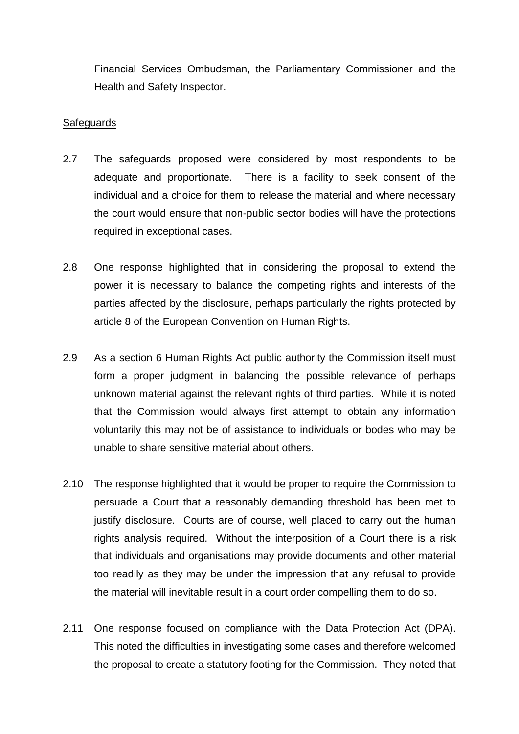Financial Services Ombudsman, the Parliamentary Commissioner and the Health and Safety Inspector.

Safeguards

2.7 The safeguards proposed were considered by most respondents to be adequate and proportionate. There is a facility to seek consent of the individual and a choice for them to release the material and where necessary the court would ensure that non-public sector bodies will have the protections required in exceptional cases.

2.8 One response highlighted that in considering the proposal to extend the power it is necessary to balance the competing rights and interests of the parties affected by the disclosure, perhaps particularly the rights protected by article 8 of the European Convention on Human Rights.

2.9 As a section 6 Human Rights Act public authority the Commission itself must form a proper judgment in balancing the possible relevance of perhaps unknown material against the relevant rights of third parties. While it is noted that the Commission would always first attempt to obtain any information voluntarily this may not be of assistance to individuals or bodes who may be unable to share sensitive material about others.

2.10 The response highlighted that it would be proper to require the Commission to persuade a Court that a reasonably demanding threshold has been met to justify disclosure. Courts are of course, well placed to carry out the human rights analysis required. Without the interposition of a Court there is a risk that individuals and organisations may provide documents and other material too readily as they may be under the impression that any refusal to provide the material will inevitable result in a court order compelling them to do so.

2.11 One response focused on compliance with the Data Protection Act (DPA). This noted the difficulties in investigating some cases and therefore welcomed the proposal to create a statutory footing for the Commission. They noted that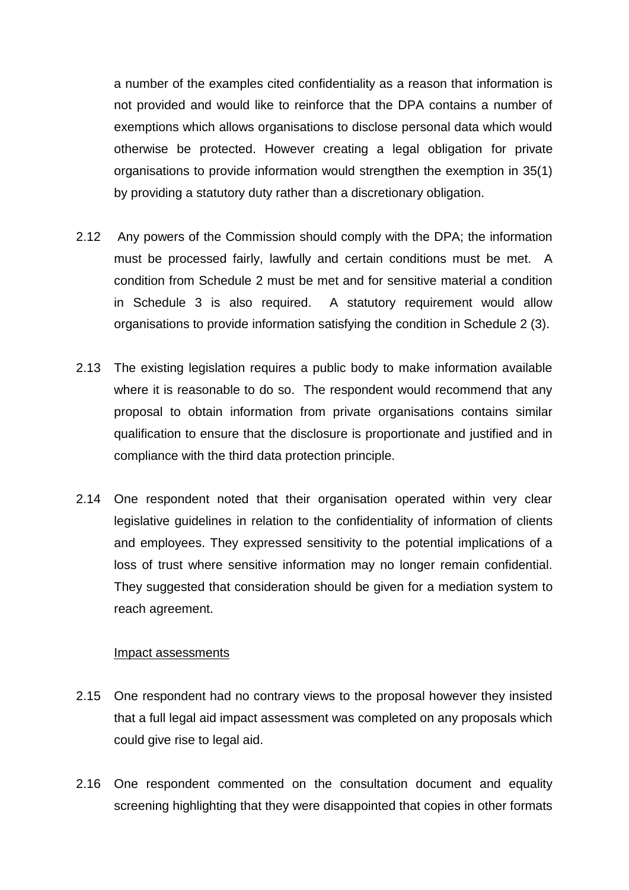a number of the examples cited confidentiality as a reason that information is not provided and would like to reinforce that the DPA contains a number of exemptions which allows organisations to disclose personal data which would otherwise be protected. However creating a legal obligation for private organisations to provide information would strengthen the exemption in 35(1) by providing a statutory duty rather than a discretionary obligation.

2.12 Any powers of the Commission should comply with the DPA; the information must be processed fairly, lawfully and certain conditions must be met. A condition from Schedule 2 must be met and for sensitive material a condition in Schedule 3 is also required. A statutory requirement would allow organisations to provide information satisfying the condition in Schedule 2 (3).

2.13 The existing legislation requires a public body to make information available where it is reasonable to do so. The respondent would recommend that any proposal to obtain information from private organisations contains similar qualification to ensure that the disclosure is proportionate and justified and in compliance with the third data protection principle.

2.14 One respondent noted that their organisation operated within very clear legislative guidelines in relation to the confidentiality of information of clients and employees. They expressed sensitivity to the potential implications of a loss of trust where sensitive information may no longer remain confidential. They suggested that consideration should be given for a mediation system to reach agreement.

Impact assessments

2.15 One respondent had no contrary views to the proposal however they insisted that a full legal aid impact assessment was completed on any proposals which could give rise to legal aid.

2.16 One respondent commented on the consultation document and equality screening highlighting that they were disappointed that copies in other formats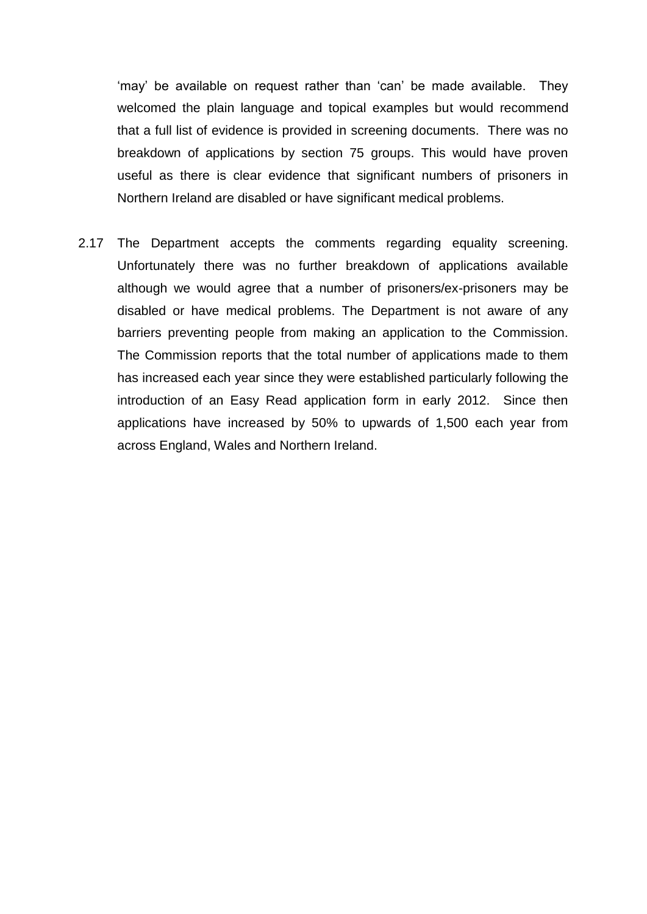'may' be available on request rather than 'can' be made available. They welcomed the plain language and topical examples but would recommend that a full list of evidence is provided in screening documents. There was no breakdown of applications by section 75 groups. This would have proven useful as there is clear evidence that significant numbers of prisoners in Northern Ireland are disabled or have significant medical problems.

2.17 The Department accepts the comments regarding equality screening. Unfortunately there was no further breakdown of applications available although we would agree that a number of prisoners/ex-prisoners may be disabled or have medical problems. The Department is not aware of any barriers preventing people from making an application to the Commission. The Commission reports that the total number of applications made to them has increased each year since they were established particularly following the introduction of an Easy Read application form in early 2012. Since then applications have increased by 50% to upwards of 1,500 each year from across England, Wales and Northern Ireland.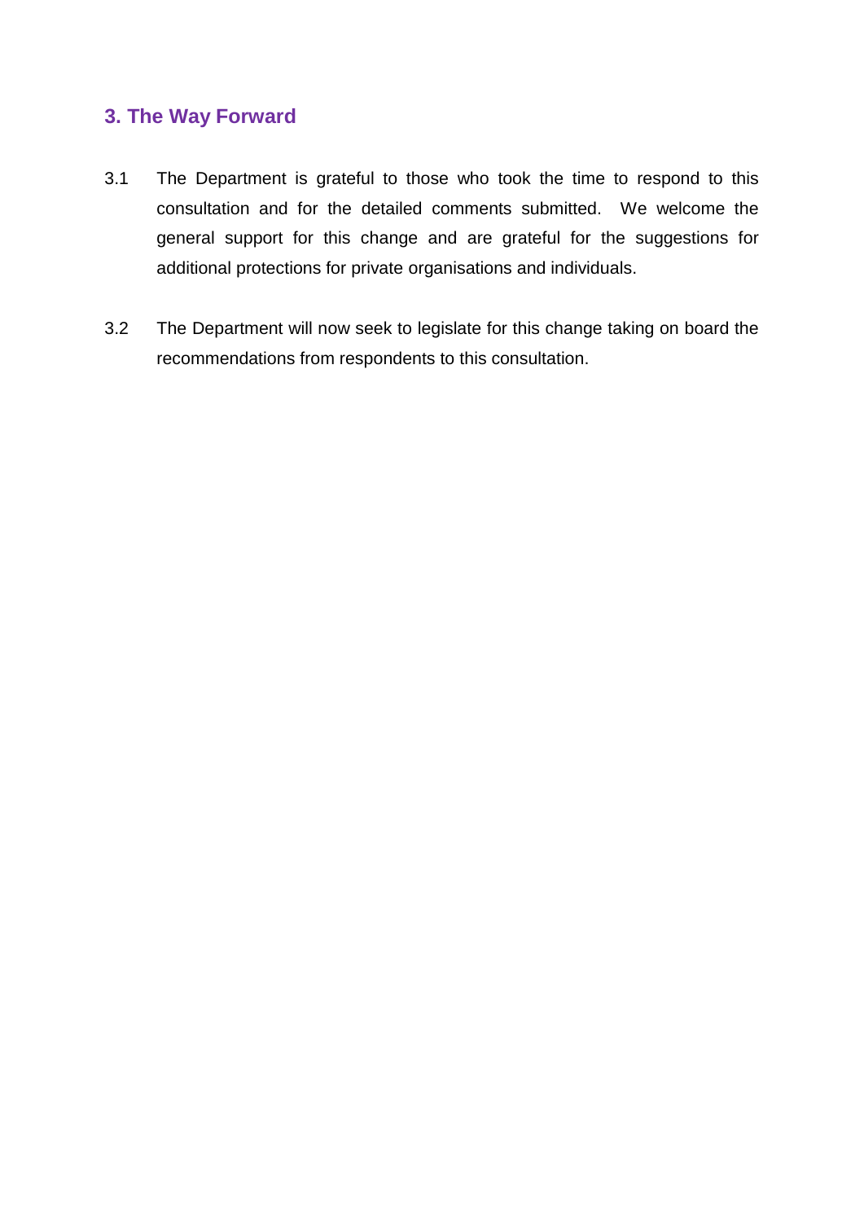## 3. The Way Forward

3.1 The Department is grateful to those who took the time to respond to this consultation and for the detailed comments submitted. We welcome the general support for this change and are grateful for the suggestions for additional protections for private organisations and individuals.

3.2 The Department will now seek to legislate for this change taking on board the recommendations from respondents to this consultation.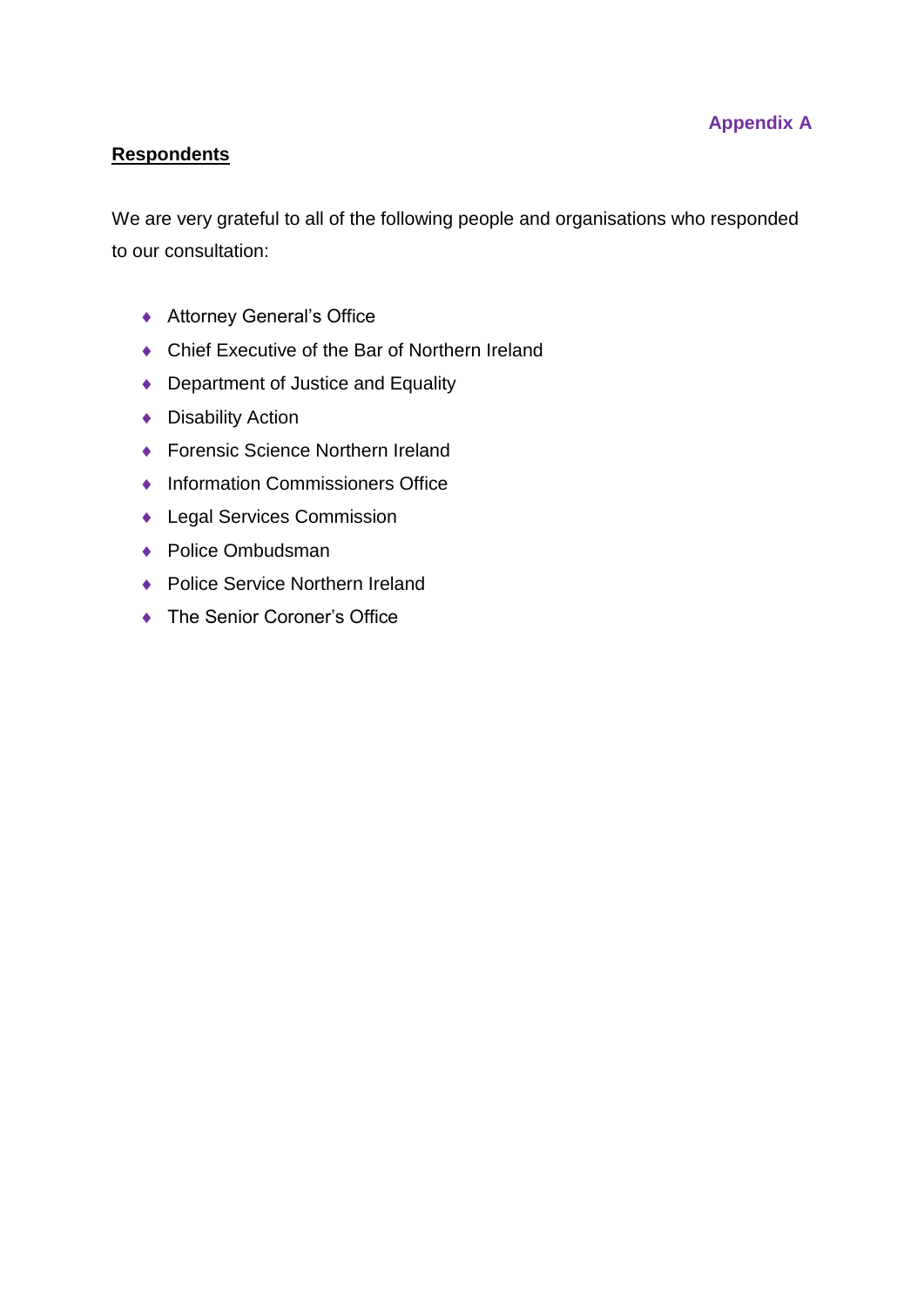**Appendix A**

**Respondents**

We are very grateful to all of the following people and organisations who responded to our consultation:

- Attorney General's Office
- Chief Executive of the Bar of Northern Ireland
- Department of Justice and Equality
- Disability Action
- Forensic Science Northern Ireland
- Information Commissioners Office
- Legal Services Commission
- Police Ombudsman
- Police Service Northern Ireland
- The Senior Coroner's Office